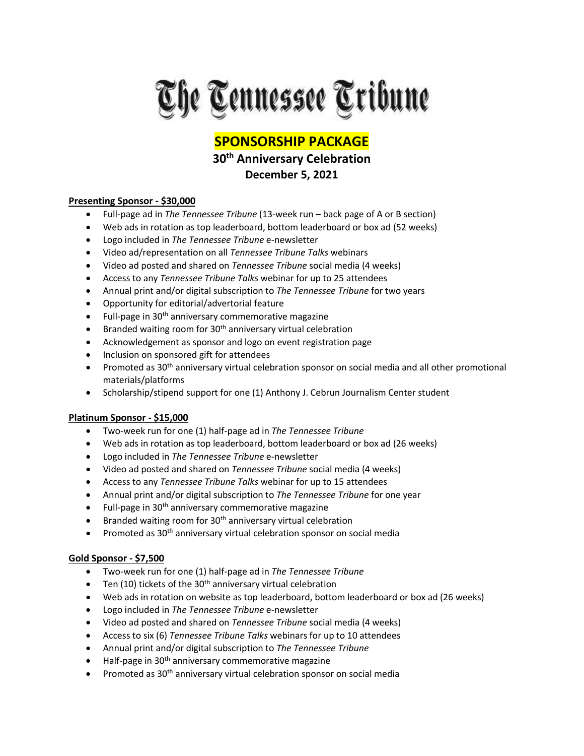# The Tennessee Tribune

## SPONSORSHIP PACKAGE

### 30th Anniversary Celebration

### December 5, 2021

**Presenting Sponsor - $30,000**

- Full-page ad in *The Tennessee Tribune* (13-week run – back page of A or B section)
- Web ads in rotation as top leaderboard, bottom leaderboard or box ad (52 weeks)
- Logo included in *The Tennessee Tribune* e-newsletter
- Video ad/representation on all *Tennessee Tribune Talks* webinars
- Video ad posted and shared on *Tennessee Tribune* social media (4 weeks)
- Access to any *Tennessee Tribune Talks* webinar for up to 25 attendees
- Annual print and/or digital subscription to *The Tennessee Tribune* for two years
- Opportunity for editorial/advertorial feature
- Full-page in 30th anniversary commemorative magazine
- Branded waiting room for 30th anniversary virtual celebration
- Acknowledgement as sponsor and logo on event registration page
- Inclusion on sponsored gift for attendees
- Promoted as 30th anniversary virtual celebration sponsor on social media and all other promotional materials/platforms
- Scholarship/stipend support for one (1) Anthony J. Cebrun Journalism Center student

**Platinum Sponsor - $15,000**

- Two-week run for one (1) half-page ad in *The Tennessee Tribune*
- Web ads in rotation as top leaderboard, bottom leaderboard or box ad (26 weeks)
- Logo included in *The Tennessee Tribune* e-newsletter
- Video ad posted and shared on *Tennessee Tribune* social media (4 weeks)
- Access to any *Tennessee Tribune Talks* webinar for up to 15 attendees
- Annual print and/or digital subscription to *The Tennessee Tribune* for one year
- Full-page in 30th anniversary commemorative magazine
- Branded waiting room for 30th anniversary virtual celebration
- Promoted as 30th anniversary virtual celebration sponsor on social media

**Gold Sponsor - $7,500**

- Two-week run for one (1) half-page ad in *The Tennessee Tribune*
- Ten (10) tickets of the 30th anniversary virtual celebration
- Web ads in rotation on website as top leaderboard, bottom leaderboard or box ad (26 weeks)
- Logo included in *The Tennessee Tribune* e-newsletter
- Video ad posted and shared on *Tennessee Tribune* social media (4 weeks)
- Access to six (6) *Tennessee Tribune Talks* webinars for up to 10 attendees
- Annual print and/or digital subscription to *The Tennessee Tribune*
- Half-page in 30th anniversary commemorative magazine
- Promoted as 30th anniversary virtual celebration sponsor on social media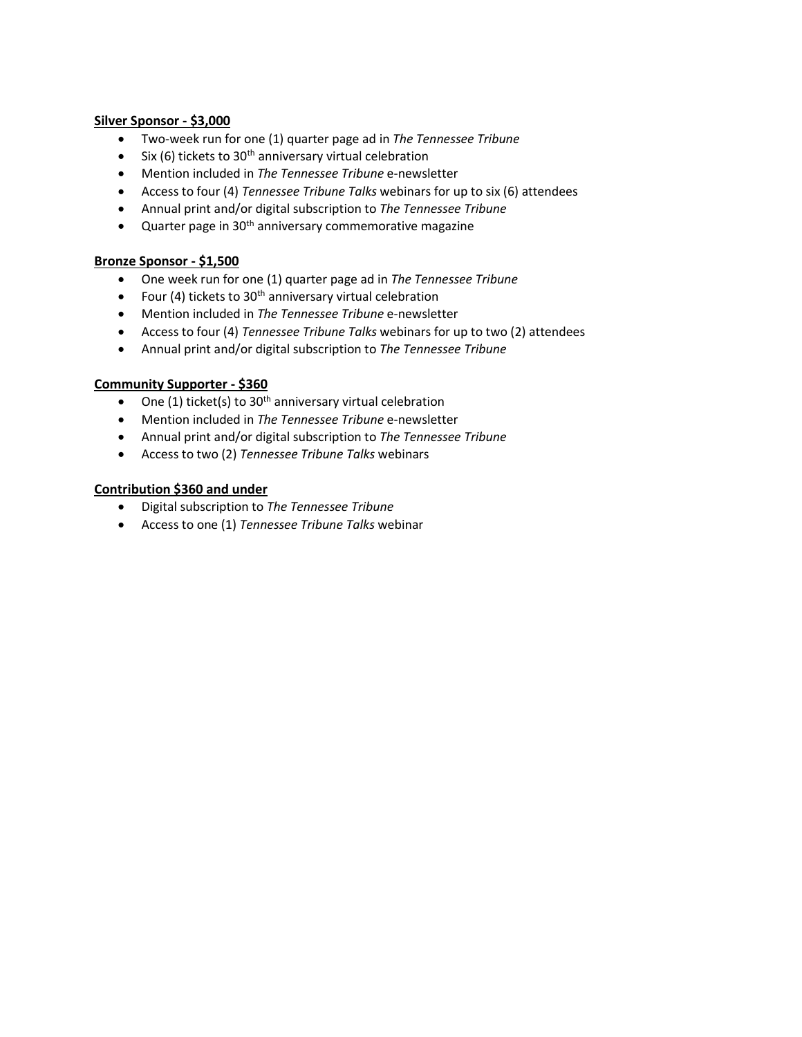**<u>Silver Sponsor - $3,000</u>**

- Two-week run for one (1) quarter page ad in *The Tennessee Tribune*
- Six (6) tickets to $30^{th}$ anniversary virtual celebration
- Mention included in *The Tennessee Tribune* e-newsletter
- Access to four (4) *Tennessee Tribune Talks* webinars for up to six (6) attendees
- Annual print and/or digital subscription to *The Tennessee Tribune*
- Quarter page in $30^{th}$ anniversary commemorative magazine

**<u>Bronze Sponsor - $1,500</u>**

- One week run for one (1) quarter page ad in *The Tennessee Tribune*
- Four (4) tickets to $30^{th}$ anniversary virtual celebration
- Mention included in *The Tennessee Tribune* e-newsletter
- Access to four (4) *Tennessee Tribune Talks* webinars for up to two (2) attendees
- Annual print and/or digital subscription to *The Tennessee Tribune*

**<u>Community Supporter - $360</u>**

- One (1) ticket(s) to $30^{th}$ anniversary virtual celebration
- Mention included in *The Tennessee Tribune* e-newsletter
- Annual print and/or digital subscription to *The Tennessee Tribune*
- Access to two (2) *Tennessee Tribune Talks* webinars

**<u>Contribution $360 and under</u>**

- Digital subscription to *The Tennessee Tribune*
- Access to one (1) *Tennessee Tribune Talks* webinar